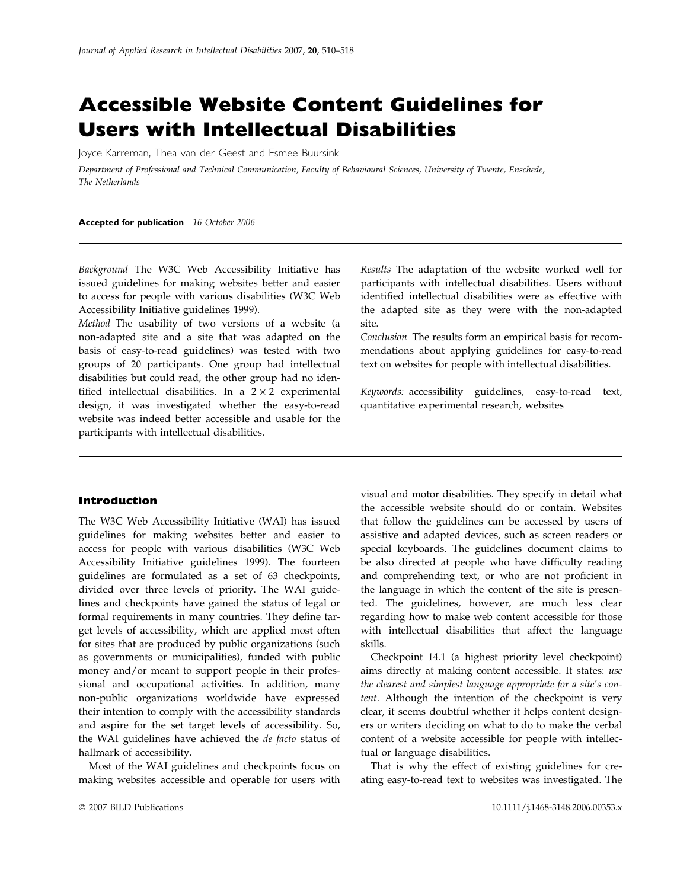# Accessible Website Content Guidelines for Users with Intellectual Disabilities

Joyce Karreman, Thea van der Geest and Esmee Buursink

*Department of Professional and Technical Communication, Faculty of Behavioural Sciences, University of Twente, Enschede, The Netherlands*

**Accepted for publication** *16 October 2006*

*Background* The W3C Web Accessibility Initiative has issued guidelines for making websites better and easier to access for people with various disabilities (W3C Web Accessibility Initiative guidelines 1999).

*Method* The usability of two versions of a website (a non-adapted site and a site that was adapted on the basis of easy-to-read guidelines) was tested with two groups of 20 participants. One group had intellectual disabilities but could read, the other group had no identified intellectual disabilities. In a $2 \times 2$ experimental design, it was investigated whether the easy-to-read website was indeed better accessible and usable for the participants with intellectual disabilities.

*Results* The adaptation of the website worked well for participants with intellectual disabilities. Users without identified intellectual disabilities were as effective with the adapted site as they were with the non-adapted site.

*Conclusion* The results form an empirical basis for recommendations about applying guidelines for easy-to-read text on websites for people with intellectual disabilities.

*Keywords:* accessibility guidelines, easy-to-read text, quantitative experimental research, websites

## Introduction

The W3C Web Accessibility Initiative (WAI) has issued guidelines for making websites better and easier to access for people with various disabilities (W3C Web Accessibility Initiative guidelines 1999). The fourteen guidelines are formulated as a set of 63 checkpoints, divided over three levels of priority. The WAI guidelines and checkpoints have gained the status of legal or formal requirements in many countries. They define target levels of accessibility, which are applied most often for sites that are produced by public organizations (such as governments or municipalities), funded with public money and/or meant to support people in their professional and occupational activities. In addition, many non-public organizations worldwide have expressed their intention to comply with the accessibility standards and aspire for the set target levels of accessibility. So, the WAI guidelines have achieved the *de facto* status of hallmark of accessibility.

Most of the WAI guidelines and checkpoints focus on making websites accessible and operable for users with visual and motor disabilities. They specify in detail what the accessible website should do or contain. Websites that follow the guidelines can be accessed by users of assistive and adapted devices, such as screen readers or special keyboards. The guidelines document claims to be also directed at people who have difficulty reading and comprehending text, or who are not proficient in the language in which the content of the site is presented. The guidelines, however, are much less clear regarding how to make web content accessible for those with intellectual disabilities that affect the language skills.

Checkpoint 14.1 (a highest priority level checkpoint) aims directly at making content accessible. It states: *use the clearest and simplest language appropriate for a site's content.* Although the intention of the checkpoint is very clear, it seems doubtful whether it helps content designers or writers deciding on what to do to make the verbal content of a website accessible for people with intellectual or language disabilities.

That is why the effect of existing guidelines for creating easy-to-read text to websites was investigated. The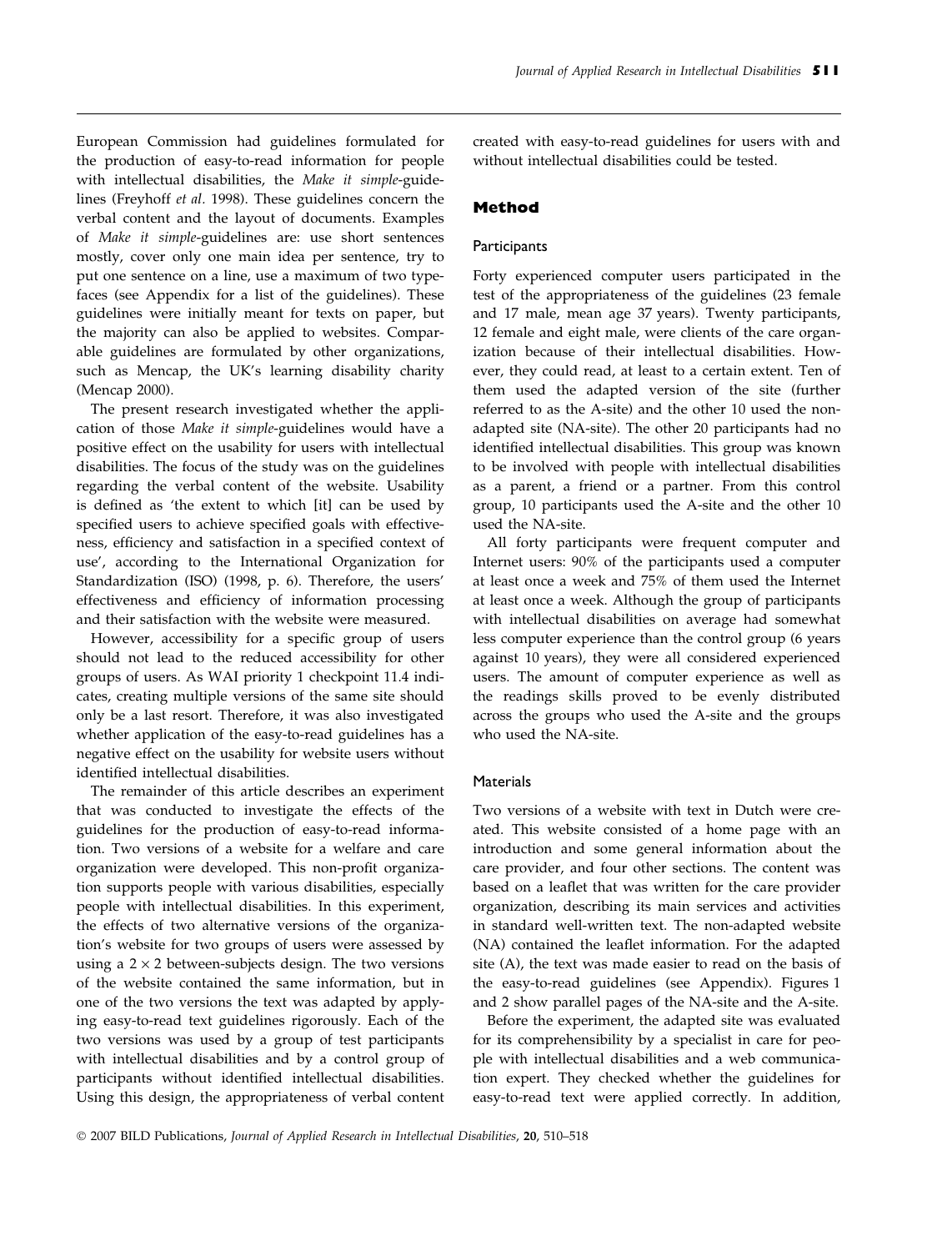European Commission had guidelines formulated for the production of easy-to-read information for people with intellectual disabilities, the *Make it simple*-guidelines (Freyhoff *et al.* 1998). These guidelines concern the verbal content and the layout of documents. Examples of *Make it simple*-guidelines are: use short sentences mostly, cover only one main idea per sentence, try to put one sentence on a line, use a maximum of two typefaces (see Appendix for a list of the guidelines). These guidelines were initially meant for texts on paper, but the majority can also be applied to websites. Comparable guidelines are formulated by other organizations, such as Mencap, the UK's learning disability charity (Mencap 2000).

The present research investigated whether the application of those *Make it simple*-guidelines would have a positive effect on the usability for users with intellectual disabilities. The focus of the study was on the guidelines regarding the verbal content of the website. Usability is defined as 'the extent to which [it] can be used by specified users to achieve specified goals with effectiveness, efficiency and satisfaction in a specified context of use', according to the International Organization for Standardization (ISO) (1998, p. 6). Therefore, the users' effectiveness and efficiency of information processing and their satisfaction with the website were measured.

However, accessibility for a specific group of users should not lead to the reduced accessibility for other groups of users. As WAI priority 1 checkpoint 11.4 indicates, creating multiple versions of the same site should only be a last resort. Therefore, it was also investigated whether application of the easy-to-read guidelines has a negative effect on the usability for website users without identified intellectual disabilities.

The remainder of this article describes an experiment that was conducted to investigate the effects of the guidelines for the production of easy-to-read information. Two versions of a website for a welfare and care organization were developed. This non-profit organization supports people with various disabilities, especially people with intellectual disabilities. In this experiment, the effects of two alternative versions of the organization's website for two groups of users were assessed by using a $2 \times 2$ between-subjects design. The two versions of the website contained the same information, but in one of the two versions the text was adapted by applying easy-to-read text guidelines rigorously. Each of the two versions was used by a group of test participants with intellectual disabilities and by a control group of participants without identified intellectual disabilities. Using this design, the appropriateness of verbal content created with easy-to-read guidelines for users with and without intellectual disabilities could be tested.

## Method

### Participants

Forty experienced computer users participated in the test of the appropriateness of the guidelines (23 female and 17 male, mean age 37 years). Twenty participants, 12 female and eight male, were clients of the care organization because of their intellectual disabilities. However, they could read, at least to a certain extent. Ten of them used the adapted version of the site (further referred to as the A-site) and the other 10 used the non-adapted site (NA-site). The other 20 participants had no identified intellectual disabilities. This group was known to be involved with people with intellectual disabilities as a parent, a friend or a partner. From this control group, 10 participants used the A-site and the other 10 used the NA-site.

All forty participants were frequent computer and Internet users: 90% of the participants used a computer at least once a week and 75% of them used the Internet at least once a week. Although the group of participants with intellectual disabilities on average had somewhat less computer experience than the control group (6 years against 10 years), they were all considered experienced users. The amount of computer experience as well as the readings skills proved to be evenly distributed across the groups who used the A-site and the groups who used the NA-site.

### Materials

Two versions of a website with text in Dutch were created. This website consisted of a home page with an introduction and some general information about the care provider, and four other sections. The content was based on a leaflet that was written for the care provider organization, describing its main services and activities in standard well-written text. The non-adapted website (NA) contained the leaflet information. For the adapted site (A), the text was made easier to read on the basis of the easy-to-read guidelines (see Appendix). Figures 1 and 2 show parallel pages of the NA-site and the A-site.

Before the experiment, the adapted site was evaluated for its comprehensibility by a specialist in care for people with intellectual disabilities and a web communication expert. They checked whether the guidelines for easy-to-read text were applied correctly. In addition,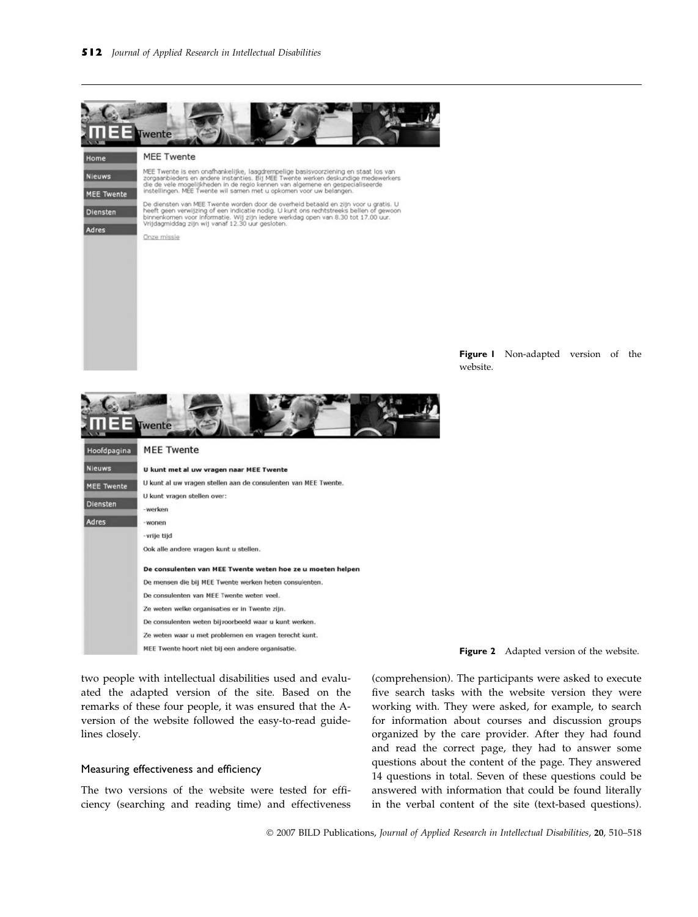Figure 1 Non-adapted version of the website.

Figure 2 Adapted version of the website.

two people with intellectual disabilities used and evaluated the adapted version of the site. Based on the remarks of these four people, it was ensured that the A-version of the website followed the easy-to-read guidelines closely.

### Measuring effectiveness and efficiency

The two versions of the website were tested for efficiency (searching and reading time) and effectiveness (comprehension). The participants were asked to execute five search tasks with the website version they were working with. They were asked, for example, to search for information about courses and discussion groups organized by the care provider. After they had found and read the correct page, they had to answer some questions about the content of the page. They answered 14 questions in total. Seven of these questions could be answered with information that could be found literally in the verbal content of the site (text-based questions).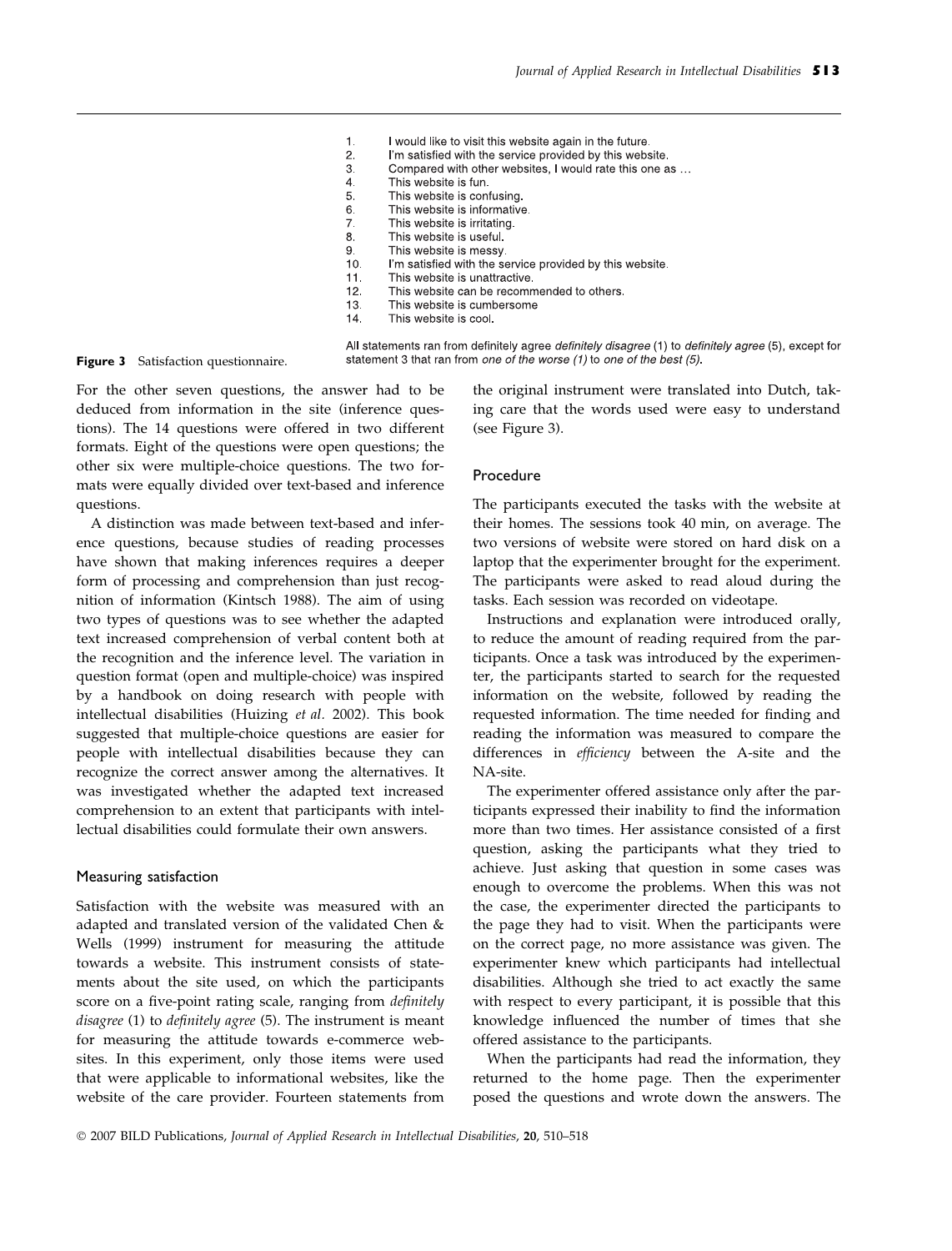1. I would like to visit this website again in the future.
2. I'm satisfied with the service provided by this website.
3. Compared with other websites, I would rate this one as …
4. This website is fun.
5. This website is confusing.
6. This website is informative.
7. This website is irritating.
8. This website is useful.
9. This website is messy.
10. I'm satisfied with the service provided by this website.
11. This website is unattractive.
12. This website can be recommended to others.
13. This website is cumbersome
14. This website is cool.

All statements ran from definitely agree *definitely disagree* (1) to *definitely agree* (5), except for statement 3 that ran from *one of the worse (1)* to *one of the best (5)*.

**Figure 3** Satisfaction questionnaire.

For the other seven questions, the answer had to be deduced from information in the site (inference questions). The 14 questions were offered in two different formats. Eight of the questions were open questions; the other six were multiple-choice questions. The two formats were equally divided over text-based and inference questions.

A distinction was made between text-based and inference questions, because studies of reading processes have shown that making inferences requires a deeper form of processing and comprehension than just recognition of information (Kintsch 1988). The aim of using two types of questions was to see whether the adapted text increased comprehension of verbal content both at the recognition and the inference level. The variation in question format (open and multiple-choice) was inspired by a handbook on doing research with people with intellectual disabilities (Huizing *et al.* 2002). This book suggested that multiple-choice questions are easier for people with intellectual disabilities because they can recognize the correct answer among the alternatives. It was investigated whether the adapted text increased comprehension to an extent that participants with intellectual disabilities could formulate their own answers.

### Measuring satisfaction

Satisfaction with the website was measured with an adapted and translated version of the validated Chen & Wells (1999) instrument for measuring the attitude towards a website. This instrument consists of statements about the site used, on which the participants score on a five-point rating scale, ranging from *definitely disagree* (1) to *definitely agree* (5). The instrument is meant for measuring the attitude towards e-commerce websites. In this experiment, only those items were used that were applicable to informational websites, like the website of the care provider. Fourteen statements from the original instrument were translated into Dutch, taking care that the words used were easy to understand (see Figure 3).

### Procedure

The participants executed the tasks with the website at their homes. The sessions took 40 min, on average. The two versions of website were stored on hard disk on a laptop that the experimenter brought for the experiment. The participants were asked to read aloud during the tasks. Each session was recorded on videotape.

Instructions and explanation were introduced orally, to reduce the amount of reading required from the participants. Once a task was introduced by the experimenter, the participants started to search for the requested information on the website, followed by reading the requested information. The time needed for finding and reading the information was measured to compare the differences in *efficiency* between the A-site and the NA-site.

The experimenter offered assistance only after the participants expressed their inability to find the information more than two times. Her assistance consisted of a first question, asking the participants what they tried to achieve. Just asking that question in some cases was enough to overcome the problems. When this was not the case, the experimenter directed the participants to the page they had to visit. When the participants were on the correct page, no more assistance was given. The experimenter knew which participants had intellectual disabilities. Although she tried to act exactly the same with respect to every participant, it is possible that this knowledge influenced the number of times that she offered assistance to the participants.

When the participants had read the information, they returned to the home page. Then the experimenter posed the questions and wrote down the answers. The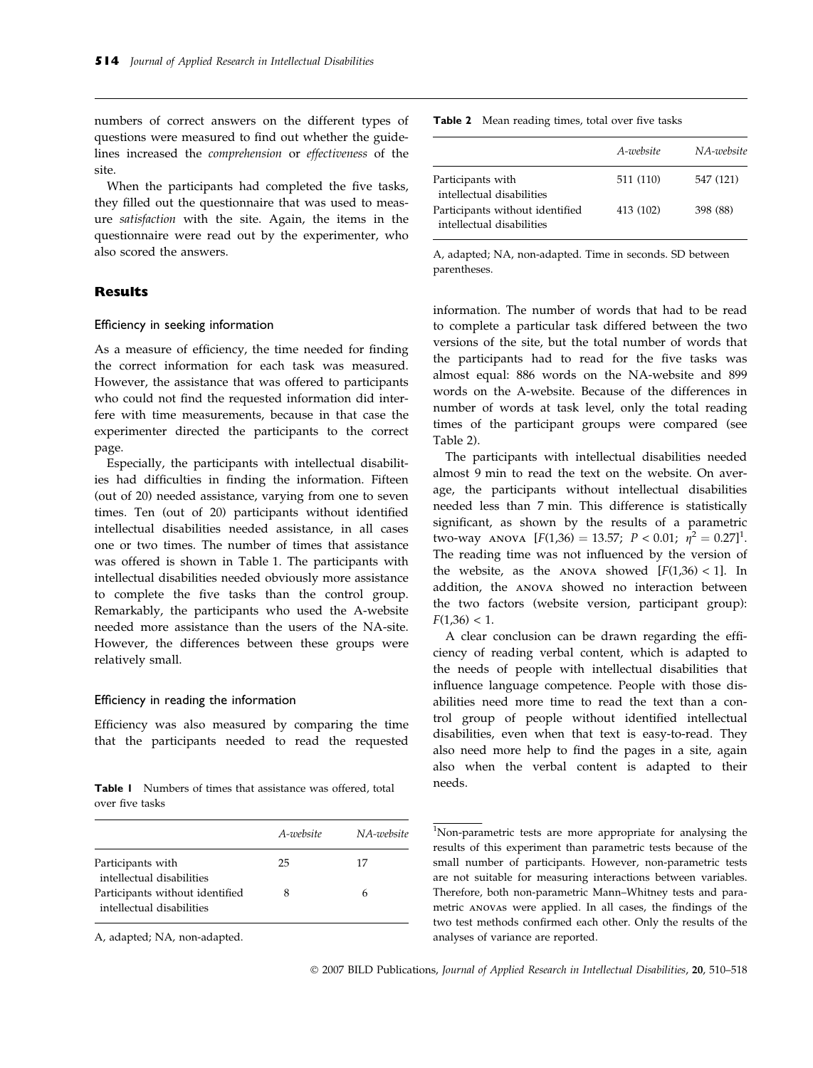numbers of correct answers on the different types of questions were measured to find out whether the guidelines increased the *comprehension* or *effectiveness* of the site.

When the participants had completed the five tasks, they filled out the questionnaire that was used to measure *satisfaction* with the site. Again, the items in the questionnaire were read out by the experimenter, who also scored the answers.

## Results

### Efficiency in seeking information

As a measure of efficiency, the time needed for finding the correct information for each task was measured. However, the assistance that was offered to participants who could not find the requested information did interfere with time measurements, because in that case the experimenter directed the participants to the correct page.

Especially, the participants with intellectual disabilities had difficulties in finding the information. Fifteen (out of 20) needed assistance, varying from one to seven times. Ten (out of 20) participants without identified intellectual disabilities needed assistance, in all cases one or two times. The number of times that assistance was offered is shown in Table 1. The participants with intellectual disabilities needed obviously more assistance to complete the five tasks than the control group. Remarkably, the participants who used the A-website needed more assistance than the users of the NA-site. However, the differences between these groups were relatively small.

### Efficiency in reading the information

Efficiency was also measured by comparing the time that the participants needed to read the requested information. The number of words that had to be read to complete a particular task differed between the two versions of the site, but the total number of words that the participants had to read for the five tasks was almost equal: 886 words on the NA-website and 899 words on the A-website. Because of the differences in number of words at task level, only the total reading times of the participant groups were compared (see Table 2).

**Table 1** Numbers of times that assistance was offered, total over five tasks

| | *A-website* | *NA-website* |
|---|---|---|
| Participants with intellectual disabilities | 25 | 17 |
| Participants without identified intellectual disabilities | 8 | 6 |

A, adapted; NA, non-adapted.

**Table 2** Mean reading times, total over five tasks

| | *A-website* | *NA-website* |
|---|---|---|
| Participants with intellectual disabilities | 511 (110) | 547 (121) |
| Participants without identified intellectual disabilities | 413 (102) | 398 (88) |

A, adapted; NA, non-adapted. Time in seconds. SD between parentheses.

The participants with intellectual disabilities needed almost 9 min to read the text on the website. On average, the participants without intellectual disabilities needed less than 7 min. This difference is statistically significant, as shown by the results of a parametric two-way ANOVA [$F(1,36) = 13.57$; $P < 0.01$; $\eta^2 = 0.27$][1]. The reading time was not influenced by the version of the website, as the ANOVA showed [$F(1,36) < 1$]. In addition, the ANOVA showed no interaction between the two factors (website version, participant group): $F(1,36) < 1$.

A clear conclusion can be drawn regarding the efficiency of reading verbal content, which is adapted to the needs of people with intellectual disabilities that influence language competence. People with those disabilities need more time to read the text than a control group of people without identified intellectual disabilities, even when that text is easy-to-read. They also need more help to find the pages in a site, again also when the verbal content is adapted to their needs.

[1]Non-parametric tests are more appropriate for analysing the results of this experiment than parametric tests because of the small number of participants. However, non-parametric tests are not suitable for measuring interactions between variables. Therefore, both non-parametric Mann–Whitney tests and parametric ANOVAs were applied. In all cases, the findings of the two test methods confirmed each other. Only the results of the analyses of variance are reported.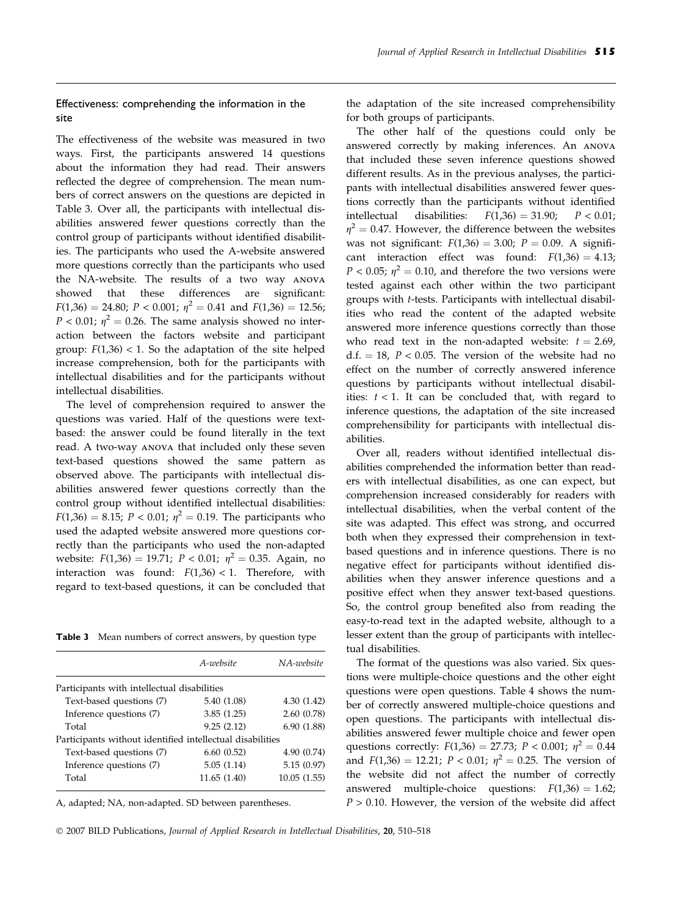## Effectiveness: comprehending the information in the site

The effectiveness of the website was measured in two ways. First, the participants answered 14 questions about the information they had read. Their answers reflected the degree of comprehension. The mean numbers of correct answers on the questions are depicted in Table 3. Over all, the participants with intellectual disabilities answered fewer questions correctly than the control group of participants without identified disabilities. The participants who used the A-website answered more questions correctly than the participants who used the NA-website. The results of a two way ANOVA showed that these differences are significant: $F(1,36) = 24.80$; $P < 0.001$; $\eta^2 = 0.41$ and $F(1,36) = 12.56$; $P < 0.01$; $\eta^2 = 0.26$. The same analysis showed no interaction between the factors website and participant group: $F(1,36) < 1$. So the adaptation of the site helped increase comprehension, both for the participants with intellectual disabilities and for the participants without intellectual disabilities.

The level of comprehension required to answer the questions was varied. Half of the questions were text-based: the answer could be found literally in the text read. A two-way ANOVA that included only these seven text-based questions showed the same pattern as observed above. The participants with intellectual disabilities answered fewer questions correctly than the control group without identified intellectual disabilities: $F(1,36) = 8.15$; $P < 0.01$; $\eta^2 = 0.19$. The participants who used the adapted website answered more questions correctly than the participants who used the non-adapted website: $F(1,36) = 19.71$; $P < 0.01$; $\eta^2 = 0.35$. Again, no interaction was found: $F(1,36) < 1$. Therefore, with regard to text-based questions, it can be concluded that the adaptation of the site increased comprehensibility for both groups of participants.

The other half of the questions could only be answered correctly by making inferences. An ANOVA that included these seven inference questions showed different results. As in the previous analyses, the participants with intellectual disabilities answered fewer questions correctly than the participants without identified intellectual disabilities: $F(1,36) = 31.90$; $P < 0.01$; $\eta^2 = 0.47$. However, the difference between the websites was not significant: $F(1,36) = 3.00$; $P = 0.09$. A significant interaction effect was found: $F(1,36) = 4.13$; $P < 0.05$; $\eta^2 = 0.10$, and therefore the two versions were tested against each other within the two participant groups with *t*-tests. Participants with intellectual disabilities who read the content of the adapted website answered more inference questions correctly than those who read text in the non-adapted website: $t = 2.69$, d.f. = 18, $P < 0.05$. The version of the website had no effect on the number of correctly answered inference questions by participants without intellectual disabilities: $t < 1$. It can be concluded that, with regard to inference questions, the adaptation of the site increased comprehensibility for participants with intellectual disabilities.

Over all, readers without identified intellectual disabilities comprehended the information better than readers with intellectual disabilities, as one can expect, but comprehension increased considerably for readers with intellectual disabilities, when the verbal content of the site was adapted. This effect was strong, and occurred both when they expressed their comprehension in text-based questions and in inference questions. There is no negative effect for participants without identified disabilities when they answer inference questions and a positive effect when they answer text-based questions. So, the control group benefited also from reading the easy-to-read text in the adapted website, although to a lesser extent than the group of participants with intellectual disabilities.

The format of the questions was also varied. Six questions were multiple-choice questions and the other eight questions were open questions. Table 4 shows the number of correctly answered multiple-choice questions and open questions. The participants with intellectual disabilities answered fewer multiple choice and fewer open questions correctly: $F(1,36) = 27.73$; $P < 0.001$; $\eta^2 = 0.44$ and $F(1,36) = 12.21$; $P < 0.01$; $\eta^2 = 0.25$. The version of the website did not affect the number of correctly answered multiple-choice questions: $F(1,36) = 1.62$; $P > 0.10$. However, the version of the website did affect

**Table 3** Mean numbers of correct answers, by question type

| | *A-website* | *NA-website* |
|---|---|---|
| Participants with intellectual disabilities | | |
| Text-based questions (7) | 5.40 (1.08) | 4.30 (1.42) |
| Inference questions (7) | 3.85 (1.25) | 2.60 (0.78) |
| Total | 9.25 (2.12) | 6.90 (1.88) |
| Participants without identified intellectual disabilities | | |
| Text-based questions (7) | 6.60 (0.52) | 4.90 (0.74) |
| Inference questions (7) | 5.05 (1.14) | 5.15 (0.97) |
| Total | 11.65 (1.40) | 10.05 (1.55) |

A, adapted; NA, non-adapted. SD between parentheses.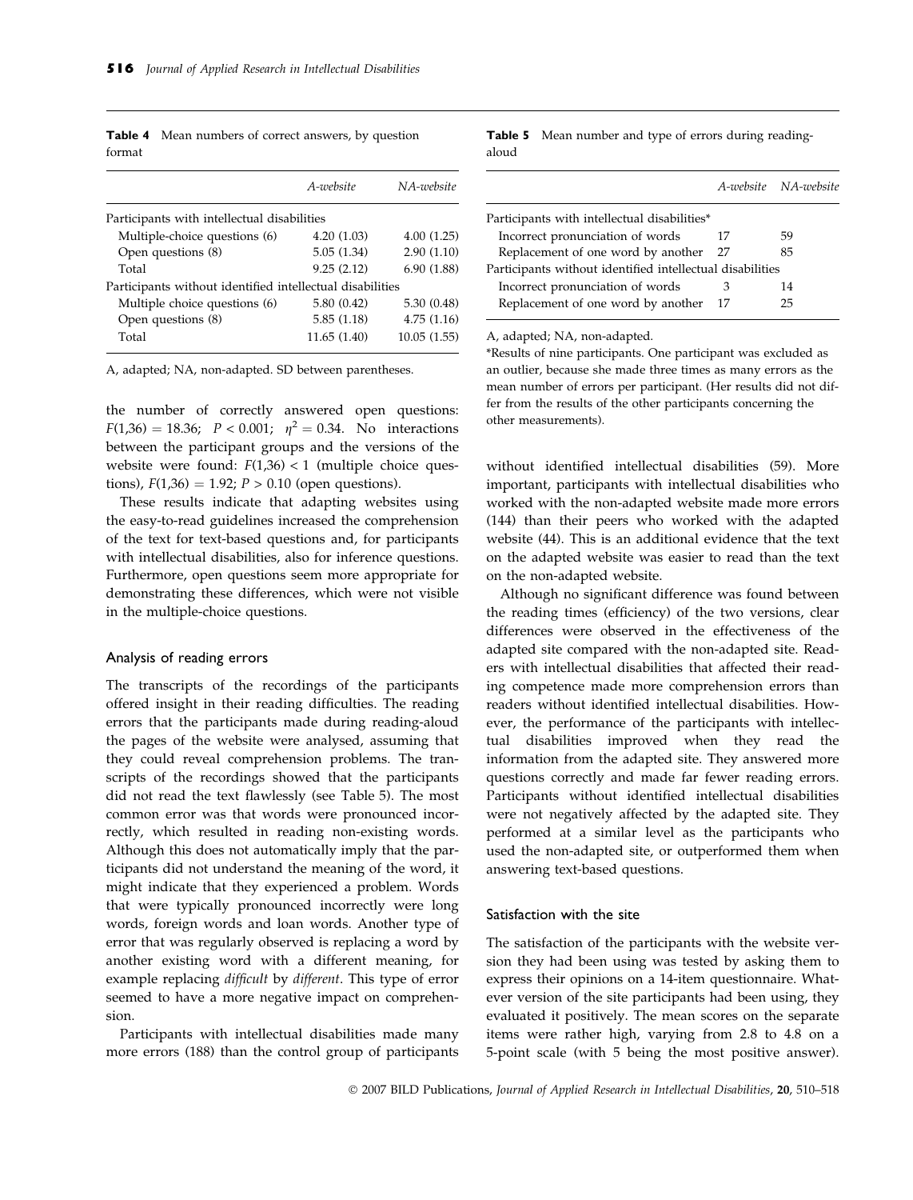**Table 4** Mean numbers of correct answers, by question format

| | A-website | NA-website |
|---|---|---|
| Participants with intellectual disabilities | | |
| Multiple-choice questions (6) | 4.20 (1.03) | 4.00 (1.25) |
| Open questions (8) | 5.05 (1.34) | 2.90 (1.10) |
| Total | 9.25 (2.12) | 6.90 (1.88) |
| Participants without identified intellectual disabilities | | |
| Multiple choice questions (6) | 5.80 (0.42) | 5.30 (0.48) |
| Open questions (8) | 5.85 (1.18) | 4.75 (1.16) |
| Total | 11.65 (1.40) | 10.05 (1.55) |

A, adapted; NA, non-adapted. SD between parentheses.

the number of correctly answered open questions: $F(1,36) = 18.36$; $P < 0.001$; $\eta^2 = 0.34$. No interactions between the participant groups and the versions of the website were found: $F(1,36) < 1$ (multiple choice questions), $F(1,36) = 1.92$; $P > 0.10$ (open questions).

These results indicate that adapting websites using the easy-to-read guidelines increased the comprehension of the text for text-based questions and, for participants with intellectual disabilities, also for inference questions. Furthermore, open questions seem more appropriate for demonstrating these differences, which were not visible in the multiple-choice questions.

### Analysis of reading errors

The transcripts of the recordings of the participants offered insight in their reading difficulties. The reading errors that the participants made during reading-aloud the pages of the website were analysed, assuming that they could reveal comprehension problems. The transcripts of the recordings showed that the participants did not read the text flawlessly (see Table 5). The most common error was that words were pronounced incorrectly, which resulted in reading non-existing words. Although this does not automatically imply that the participants did not understand the meaning of the word, it might indicate that they experienced a problem. Words that were typically pronounced incorrectly were long words, foreign words and loan words. Another type of error that was regularly observed is replacing a word by another existing word with a different meaning, for example replacing *difficult* by *different*. This type of error seemed to have a more negative impact on comprehension.

Participants with intellectual disabilities made many more errors (188) than the control group of participants

**Table 5** Mean number and type of errors during reading-aloud

| | A-website | NA-website |
|---|---|---|
| Participants with intellectual disabilities* | | |
| Incorrect pronunciation of words | 17 | 59 |
| Replacement of one word by another | 27 | 85 |
| Participants without identified intellectual disabilities | | |
| Incorrect pronunciation of words | 3 | 14 |
| Replacement of one word by another | 17 | 25 |

A, adapted; NA, non-adapted.

*Results of nine participants. One participant was excluded as an outlier, because she made three times as many errors as the mean number of errors per participant. (Her results did not differ from the results of the other participants concerning the other measurements).

without identified intellectual disabilities (59). More important, participants with intellectual disabilities who worked with the non-adapted website made more errors (144) than their peers who worked with the adapted website (44). This is an additional evidence that the text on the adapted website was easier to read than the text on the non-adapted website.

Although no significant difference was found between the reading times (efficiency) of the two versions, clear differences were observed in the effectiveness of the adapted site compared with the non-adapted site. Readers with intellectual disabilities that affected their reading competence made more comprehension errors than readers without identified intellectual disabilities. However, the performance of the participants with intellectual disabilities improved when they read the information from the adapted site. They answered more questions correctly and made far fewer reading errors. Participants without identified intellectual disabilities were not negatively affected by the adapted site. They performed at a similar level as the participants who used the non-adapted site, or outperformed them when answering text-based questions.

### Satisfaction with the site

The satisfaction of the participants with the website version they had been using was tested by asking them to express their opinions on a 14-item questionnaire. Whatever version of the site participants had been using, they evaluated it positively. The mean scores on the separate items were rather high, varying from 2.8 to 4.8 on a 5-point scale (with 5 being the most positive answer).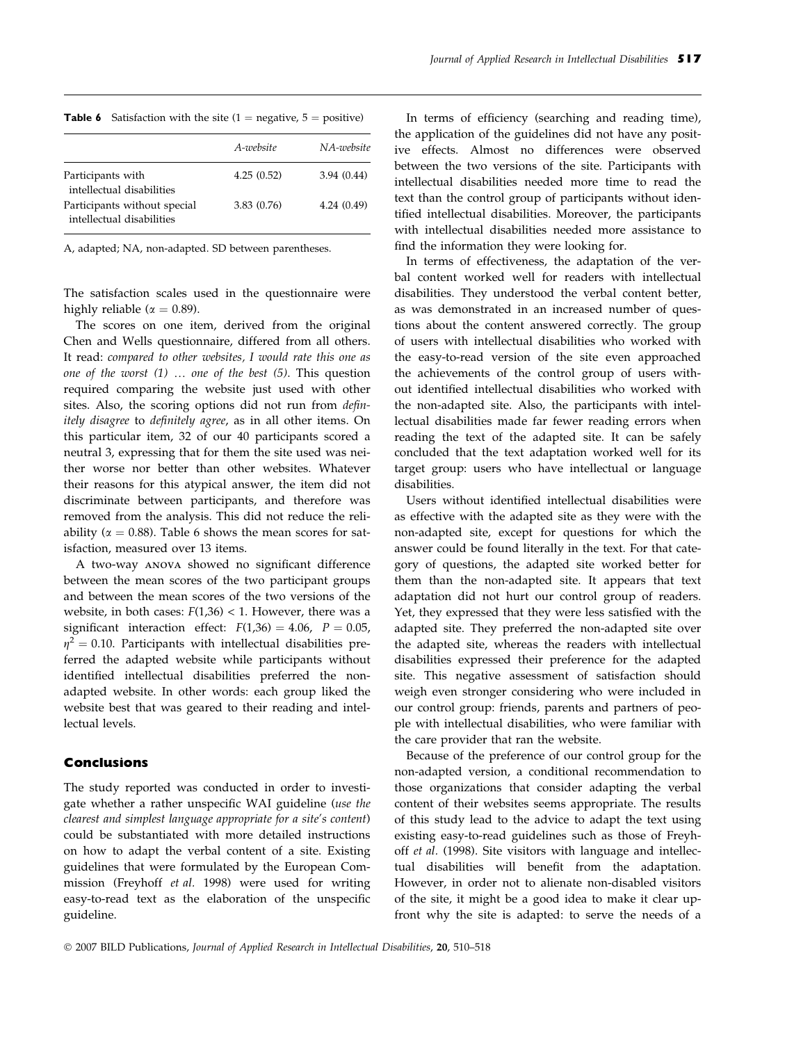**Table 6** Satisfaction with the site (1 = negative, 5 = positive)

| | *A-website* | *NA-website* |
|---|---|---|
| Participants with intellectual disabilities | 4.25 (0.52) | 3.94 (0.44) |
| Participants without special intellectual disabilities | 3.83 (0.76) | 4.24 (0.49) |

A, adapted; NA, non-adapted. SD between parentheses.

The satisfaction scales used in the questionnaire were highly reliable ($\alpha = 0.89$).

The scores on one item, derived from the original Chen and Wells questionnaire, differed from all others. It read: *compared to other websites, I would rate this one as one of the worst (1) … one of the best (5)*. This question required comparing the website just used with other sites. Also, the scoring options did not run from *definitely disagree* to *definitely agree*, as in all other items. On this particular item, 32 of our 40 participants scored a neutral 3, expressing that for them the site used was neither worse nor better than other websites. Whatever their reasons for this atypical answer, the item did not discriminate between participants, and therefore was removed from the analysis. This did not reduce the reliability ($\alpha = 0.88$). Table 6 shows the mean scores for satisfaction, measured over 13 items.

A two-way ANOVA showed no significant difference between the mean scores of the two participant groups and between the mean scores of the two versions of the website, in both cases: $F(1,36) < 1$. However, there was a significant interaction effect: $F(1,36) = 4.06$, $P = 0.05$, $\eta^2 = 0.10$. Participants with intellectual disabilities preferred the adapted website while participants without identified intellectual disabilities preferred the non-adapted website. In other words: each group liked the website best that was geared to their reading and intellectual levels.

## Conclusions

The study reported was conducted in order to investigate whether a rather unspecific WAI guideline (*use the clearest and simplest language appropriate for a site's content*) could be substantiated with more detailed instructions on how to adapt the verbal content of a site. Existing guidelines that were formulated by the European Commission (Freyhoff *et al.* 1998) were used for writing easy-to-read text as the elaboration of the unspecific guideline.

In terms of efficiency (searching and reading time), the application of the guidelines did not have any positive effects. Almost no differences were observed between the two versions of the site. Participants with intellectual disabilities needed more time to read the text than the control group of participants without identified intellectual disabilities. Moreover, the participants with intellectual disabilities needed more assistance to find the information they were looking for.

In terms of effectiveness, the adaptation of the verbal content worked well for readers with intellectual disabilities. They understood the verbal content better, as was demonstrated in an increased number of questions about the content answered correctly. The group of users with intellectual disabilities who worked with the easy-to-read version of the site even approached the achievements of the control group of users without identified intellectual disabilities who worked with the non-adapted site. Also, the participants with intellectual disabilities made far fewer reading errors when reading the text of the adapted site. It can be safely concluded that the text adaptation worked well for its target group: users who have intellectual or language disabilities.

Users without identified intellectual disabilities were as effective with the adapted site as they were with the non-adapted site, except for questions for which the answer could be found literally in the text. For that category of questions, the adapted site worked better for them than the non-adapted site. It appears that text adaptation did not hurt our control group of readers. Yet, they expressed that they were less satisfied with the adapted site. They preferred the non-adapted site over the adapted site, whereas the readers with intellectual disabilities expressed their preference for the adapted site. This negative assessment of satisfaction should weigh even stronger considering who were included in our control group: friends, parents and partners of people with intellectual disabilities, who were familiar with the care provider that ran the website.

Because of the preference of our control group for the non-adapted version, a conditional recommendation to those organizations that consider adapting the verbal content of their websites seems appropriate. The results of this study lead to the advice to adapt the text using existing easy-to-read guidelines such as those of Freyhoff *et al.* (1998). Site visitors with language and intellectual disabilities will benefit from the adaptation. However, in order not to alienate non-disabled visitors of the site, it might be a good idea to make it clear upfront why the site is adapted: to serve the needs of a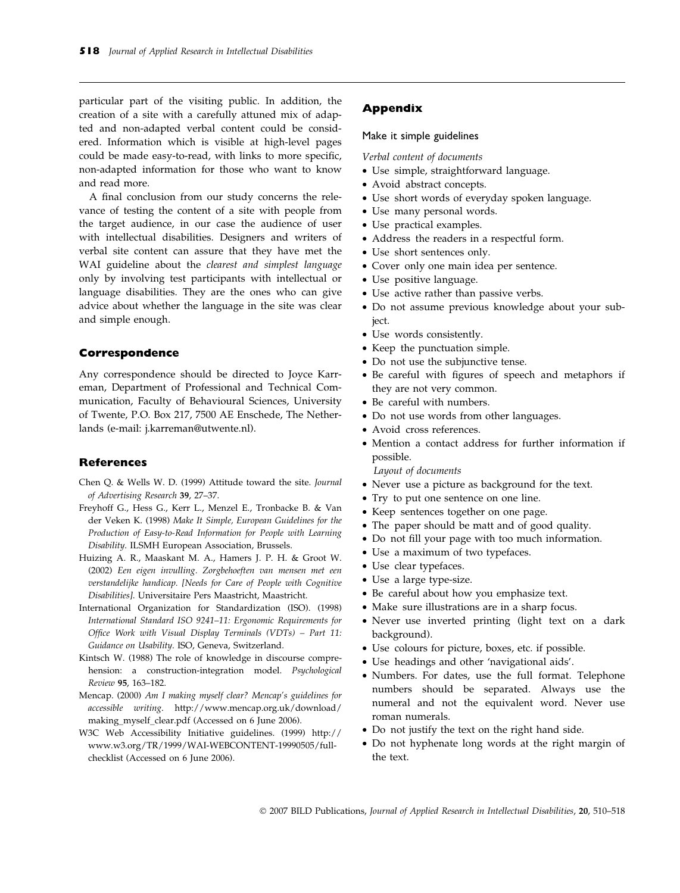particular part of the visiting public. In addition, the creation of a site with a carefully attuned mix of adapted and non-adapted verbal content could be considered. Information which is visible at high-level pages could be made easy-to-read, with links to more specific, non-adapted information for those who want to know and read more.

A final conclusion from our study concerns the relevance of testing the content of a site with people from the target audience, in our case the audience of user with intellectual disabilities. Designers and writers of verbal site content can assure that they have met the WAI guideline about the *clearest and simplest language* only by involving test participants with intellectual or language disabilities. They are the ones who can give advice about whether the language in the site was clear and simple enough.

## Correspondence

Any correspondence should be directed to Joyce Karreman, Department of Professional and Technical Communication, Faculty of Behavioural Sciences, University of Twente, P.O. Box 217, 7500 AE Enschede, The Netherlands (e-mail: j.karreman@utwente.nl).

## References

Chen Q. & Wells W. D. (1999) Attitude toward the site. *Journal of Advertising Research* **39**, 27–37.

Freyhoff G., Hess G., Kerr L., Menzel E., Tronbacke B. & Van der Veken K. (1998) *Make It Simple, European Guidelines for the Production of Easy-to-Read Information for People with Learning Disability*. ILSMH European Association, Brussels.

Huizing A. R., Maaskant M. A., Hamers J. P. H. & Groot W. (2002) *Een eigen invulling. Zorgbehoeften van mensen met een verstandelijke handicap. [Needs for Care of People with Cognitive Disabilities]*. Universitaire Pers Maastricht, Maastricht.

International Organization for Standardization (ISO). (1998) *International Standard ISO 9241–11: Ergonomic Requirements for Office Work with Visual Display Terminals (VDTs) – Part 11: Guidance on Usability*. ISO, Geneva, Switzerland.

Kintsch W. (1988) The role of knowledge in discourse comprehension: a construction-integration model. *Psychological Review* **95**, 163–182.

Mencap. (2000) *Am I making myself clear? Mencap's guidelines for accessible writing*. http://www.mencap.org.uk/download/making_myself_clear.pdf (Accessed on 6 June 2006).

W3C Web Accessibility Initiative guidelines. (1999) http://www.w3.org/TR/1999/WAI-WEBCONTENT-19990505/full-checklist (Accessed on 6 June 2006).

## Appendix

### Make it simple guidelines

*Verbal content of documents*

- Use simple, straightforward language.
- Avoid abstract concepts.
- Use short words of everyday spoken language.
- Use many personal words.
- Use practical examples.
- Address the readers in a respectful form.
- Use short sentences only.
- Cover only one main idea per sentence.
- Use positive language.
- Use active rather than passive verbs.
- Do not assume previous knowledge about your subject.
- Use words consistently.
- Keep the punctuation simple.
- Do not use the subjunctive tense.
- Be careful with figures of speech and metaphors if they are not very common.
- Be careful with numbers.
- Do not use words from other languages.
- Avoid cross references.
- Mention a contact address for further information if possible.

*Layout of documents*

- Never use a picture as background for the text.
- Try to put one sentence on one line.
- Keep sentences together on one page.
- The paper should be matt and of good quality.
- Do not fill your page with too much information.
- Use a maximum of two typefaces.
- Use clear typefaces.
- Use a large type-size.
- Be careful about how you emphasize text.
- Make sure illustrations are in a sharp focus.
- Never use inverted printing (light text on a dark background).
- Use colours for picture, boxes, etc. if possible.
- Use headings and other 'navigational aids'.
- Numbers. For dates, use the full format. Telephone numbers should be separated. Always use the numeral and not the equivalent word. Never use roman numerals.
- Do not justify the text on the right hand side.
- Do not hyphenate long words at the right margin of the text.